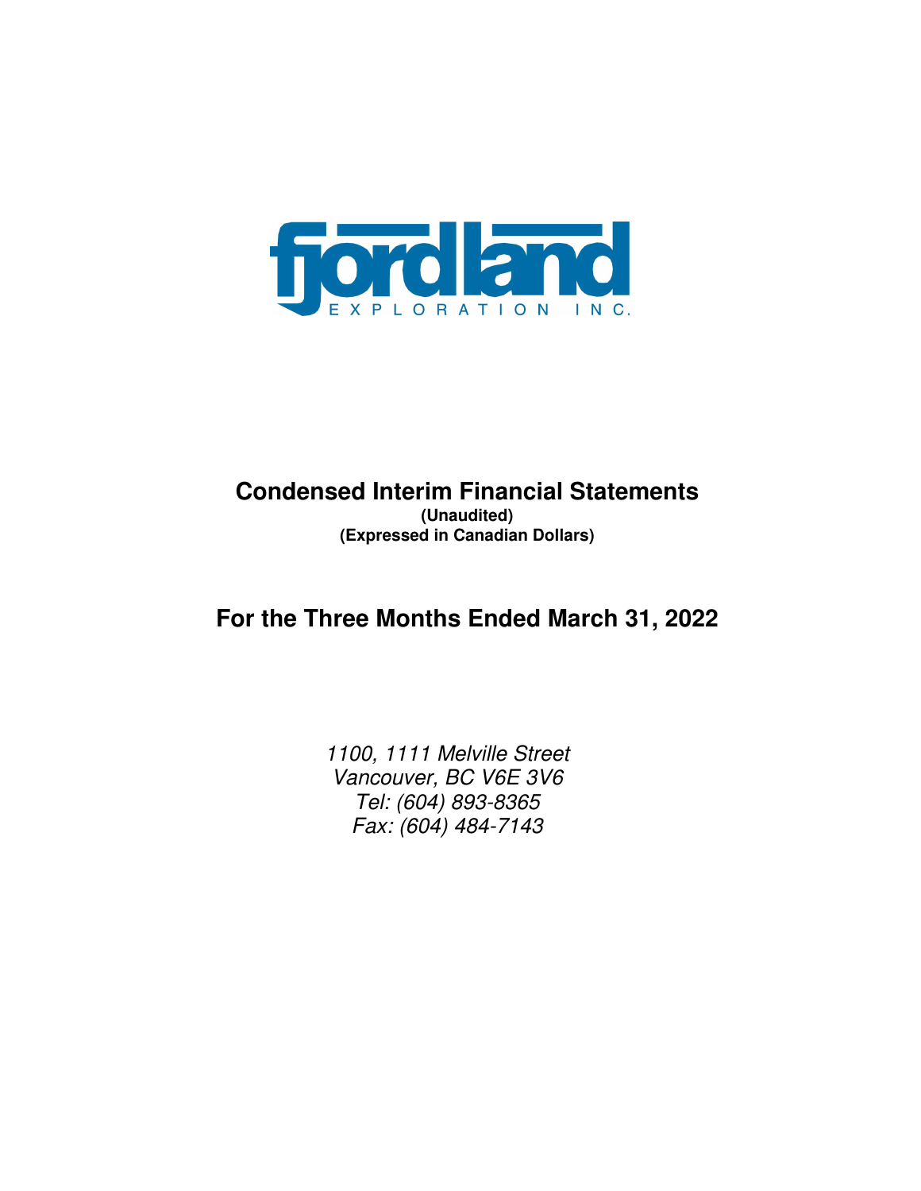fjordland

EXPLORATION INC.

# Condensed Interim Financial Statements

**(Unaudited)**

**(Expressed in Canadian Dollars)**

## For the Three Months Ended March 31, 2022

*1100, 1111 Melville Street*

*Vancouver, BC V6E 3V6*

*Tel: (604) 893-8365*

*Fax: (604) 484-7143*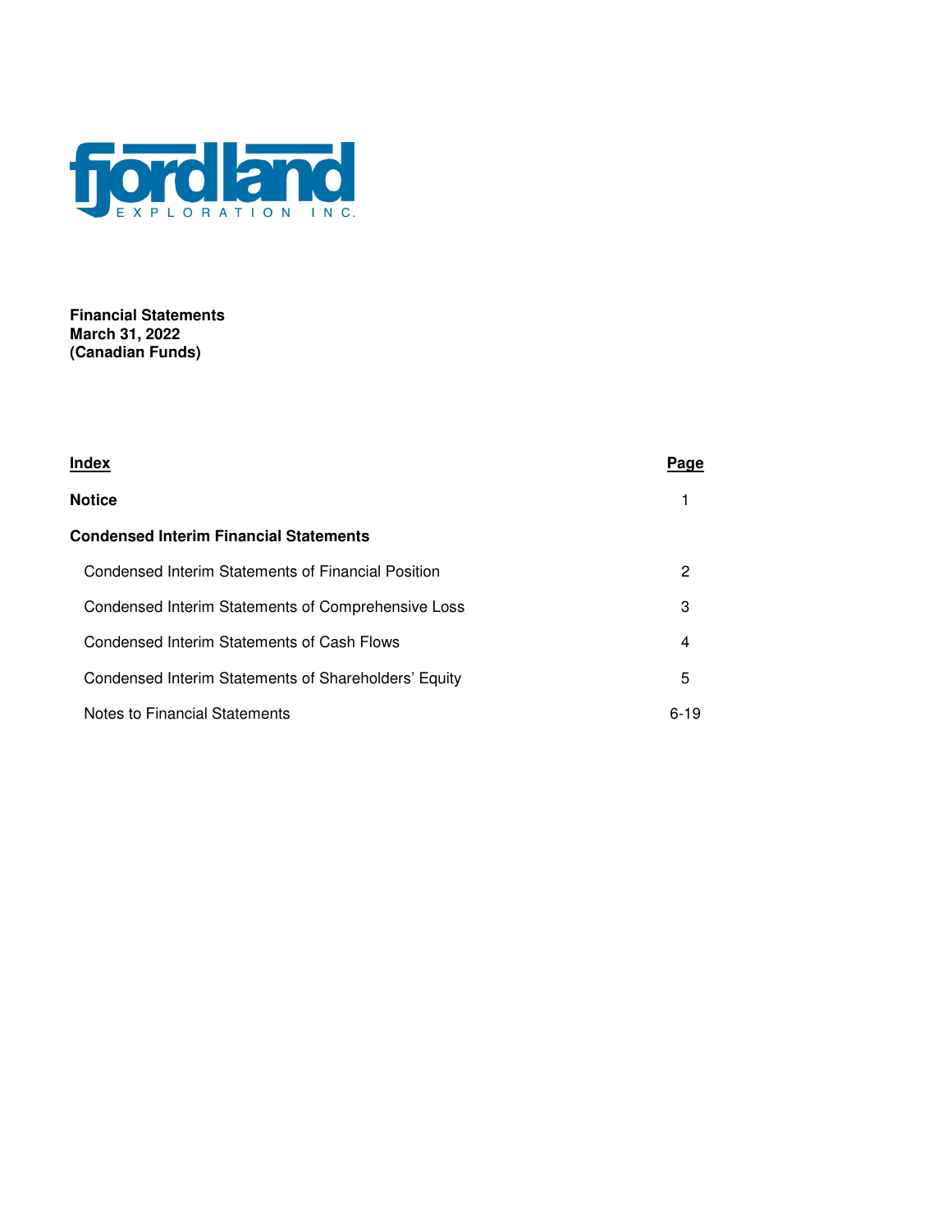fjordland EXPLORATION INC.

**Financial Statements**
**March 31, 2022**
**(Canadian Funds)**

| **Index** | **Page** |
|---|---|
| **Notice** | 1 |
| **Condensed Interim Financial Statements** | |
| Condensed Interim Statements of Financial Position | 2 |
| Condensed Interim Statements of Comprehensive Loss | 3 |
| Condensed Interim Statements of Cash Flows | 4 |
| Condensed Interim Statements of Shareholders' Equity | 5 |
| Notes to Financial Statements | 6-19 |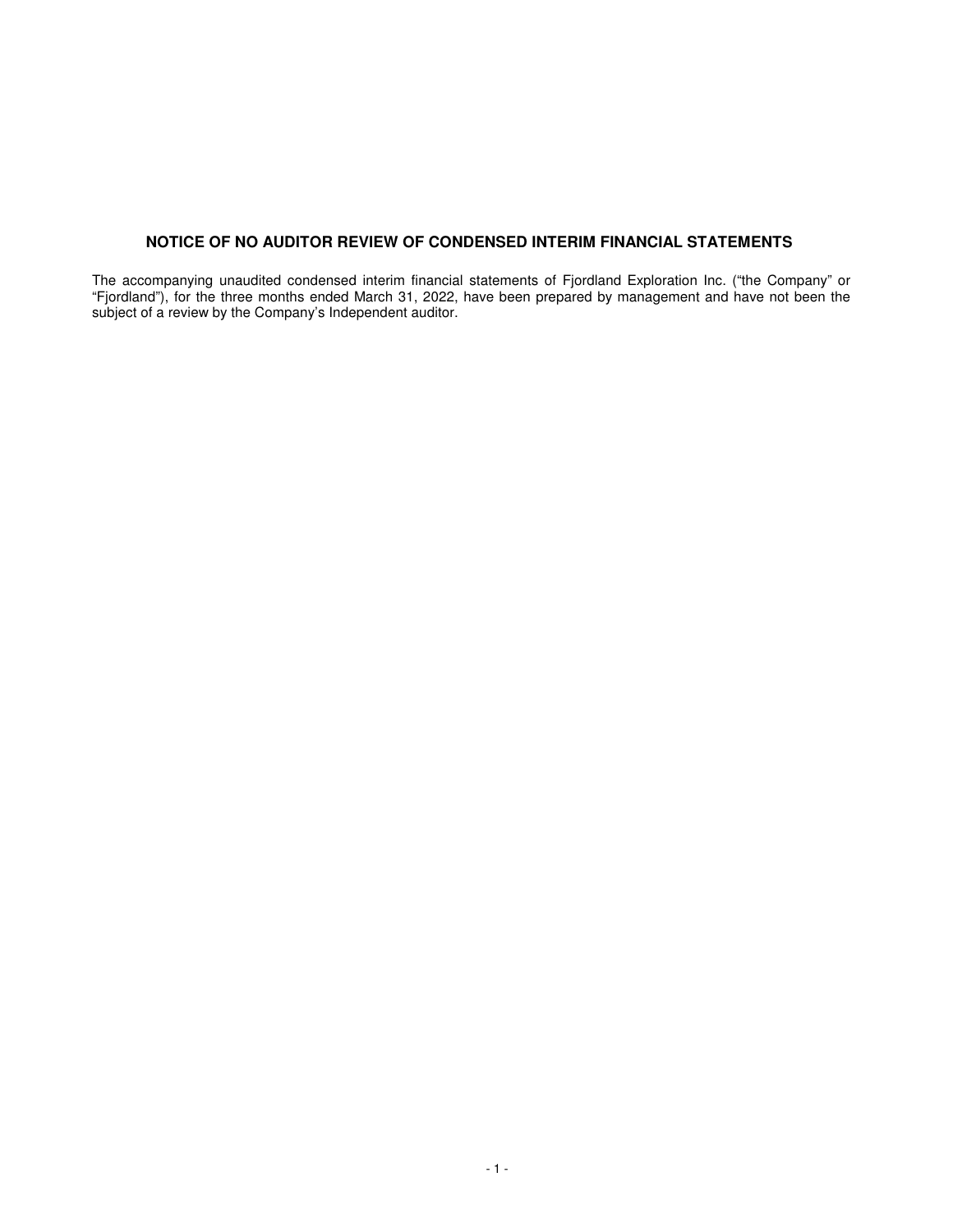## NOTICE OF NO AUDITOR REVIEW OF CONDENSED INTERIM FINANCIAL STATEMENTS

The accompanying unaudited condensed interim financial statements of Fjordland Exploration Inc. ("the Company" or "Fjordland"), for the three months ended March 31, 2022, have been prepared by management and have not been the subject of a review by the Company's Independent auditor.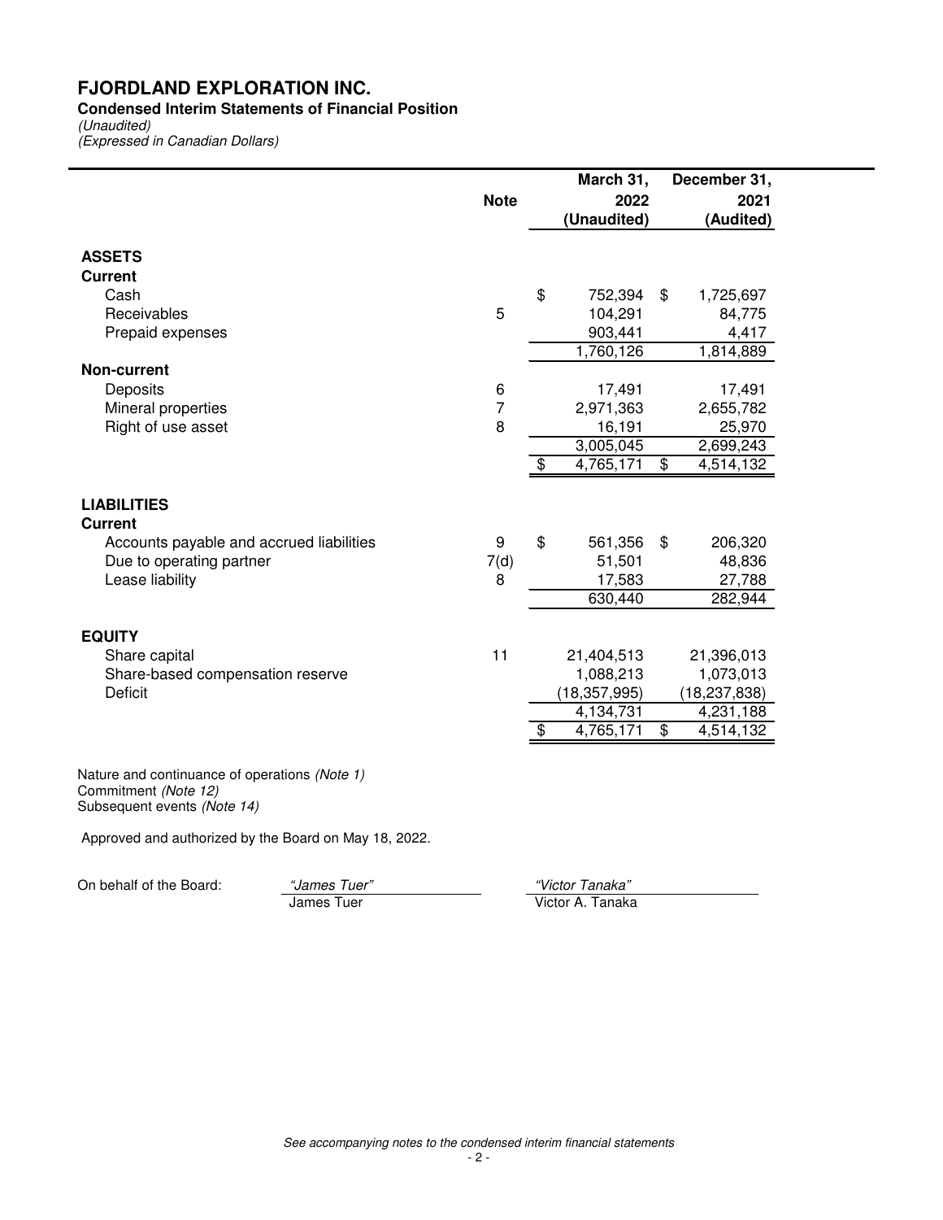# FJORDLAND EXPLORATION INC.

**Condensed Interim Statements of Financial Position**

*(Unaudited)*

*(Expressed in Canadian Dollars)*

| | Note | March 31, 2022 (Unaudited) | December 31, 2021 (Audited) |
|---|---|---|---|
| **ASSETS** | | | |
| **Current** | | | |
| Cash | | $ 752,394 | $ 1,725,697 |
| Receivables | 5 | 104,291 | 84,775 |
| Prepaid expenses | | 903,441 | 4,417 |
| | | 1,760,126 | 1,814,889 |
| **Non-current** | | | |
| Deposits | 6 | 17,491 | 17,491 |
| Mineral properties | 7 | 2,971,363 | 2,655,782 |
| Right of use asset | 8 | 16,191 | 25,970 |
| | | 3,005,045 | 2,699,243 |
| | | $ 4,765,171 | $ 4,514,132 |
| **LIABILITIES** | | | |
| **Current** | | | |
| Accounts payable and accrued liabilities | 9 | $ 561,356 | $ 206,320 |
| Due to operating partner | 7(d) | 51,501 | 48,836 |
| Lease liability | 8 | 17,583 | 27,788 |
| | | 630,440 | 282,944 |
| **EQUITY** | | | |
| Share capital | 11 | 21,404,513 | 21,396,013 |
| Share-based compensation reserve | | 1,088,213 | 1,073,013 |
| Deficit | | (18,357,995) | (18,237,838) |
| | | 4,134,731 | 4,231,188 |
| | | $ 4,765,171 | $ 4,514,132 |

Nature and continuance of operations *(Note 1)*
Commitment *(Note 12)*
Subsequent events *(Note 14)*

Approved and authorized by the Board on May 18, 2022.

On behalf of the Board:

*"James Tuer"*
James Tuer

*"Victor Tanaka"*
Victor A. Tanaka

*See accompanying notes to the condensed interim financial statements*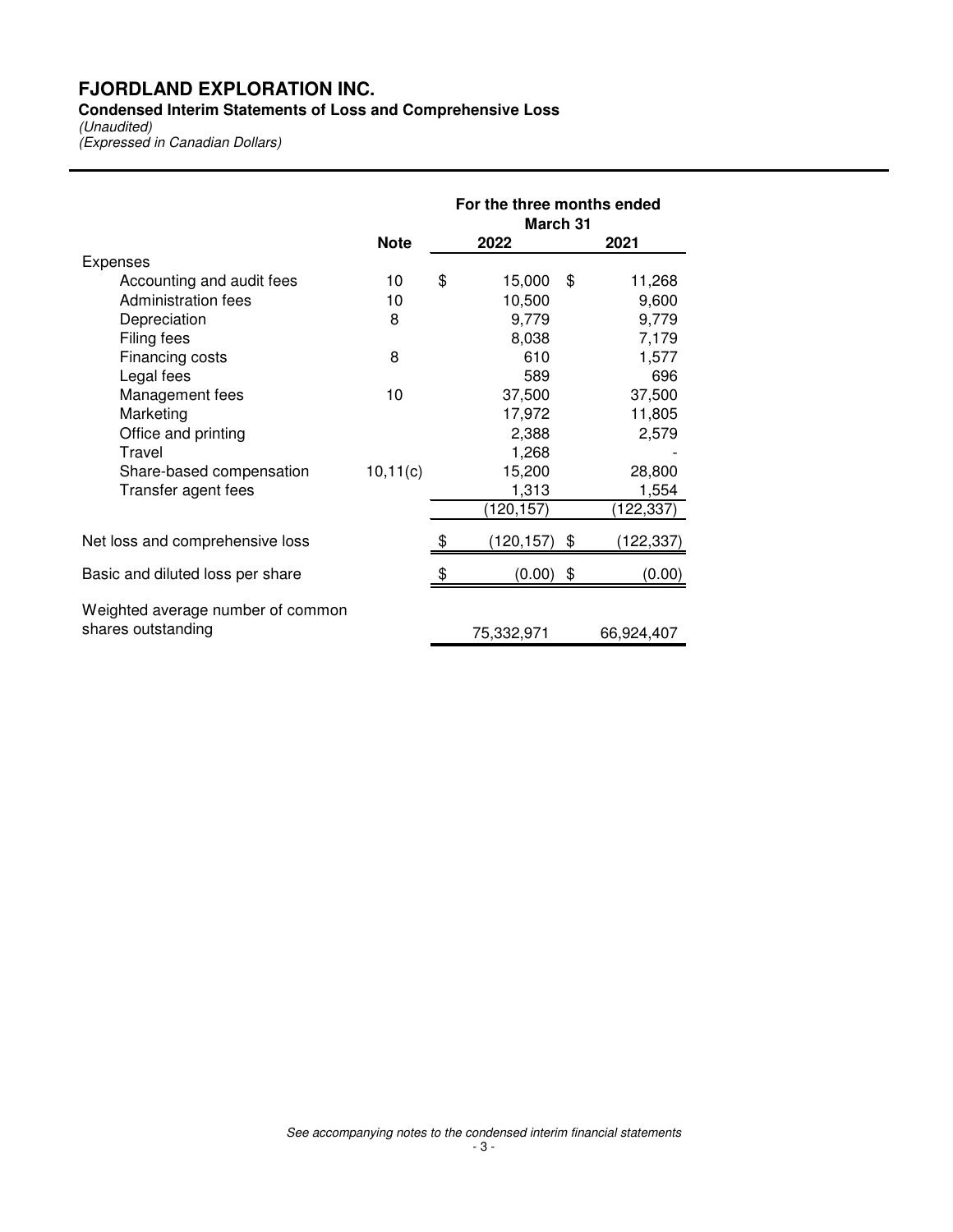# FJORDLAND EXPLORATION INC.

**Condensed Interim Statements of Loss and Comprehensive Loss**

*(Unaudited)*

*(Expressed in Canadian Dollars)*

| | Note | For the three months ended March 31 2022 | 2021 |
|---|---|---|---|
| Expenses | | | |
| Accounting and audit fees | 10 | $ 15,000 | $ 11,268 |
| Administration fees | 10 | 10,500 | 9,600 |
| Depreciation | 8 | 9,779 | 9,779 |
| Filing fees | | 8,038 | 7,179 |
| Financing costs | 8 | 610 | 1,577 |
| Legal fees | | 589 | 696 |
| Management fees | 10 | 37,500 | 37,500 |
| Marketing | | 17,972 | 11,805 |
| Office and printing | | 2,388 | 2,579 |
| Travel | | 1,268 | - |
| Share-based compensation | 10,11(c) | 15,200 | 28,800 |
| Transfer agent fees | | 1,313 | 1,554 |
| | | (120,157) | (122,337) |
| Net loss and comprehensive loss | | $ (120,157) | $ (122,337) |
| Basic and diluted loss per share | | $ (0.00) | $ (0.00) |
| Weighted average number of common shares outstanding | | 75,332,971 | 66,924,407 |

*See accompanying notes to the condensed interim financial statements*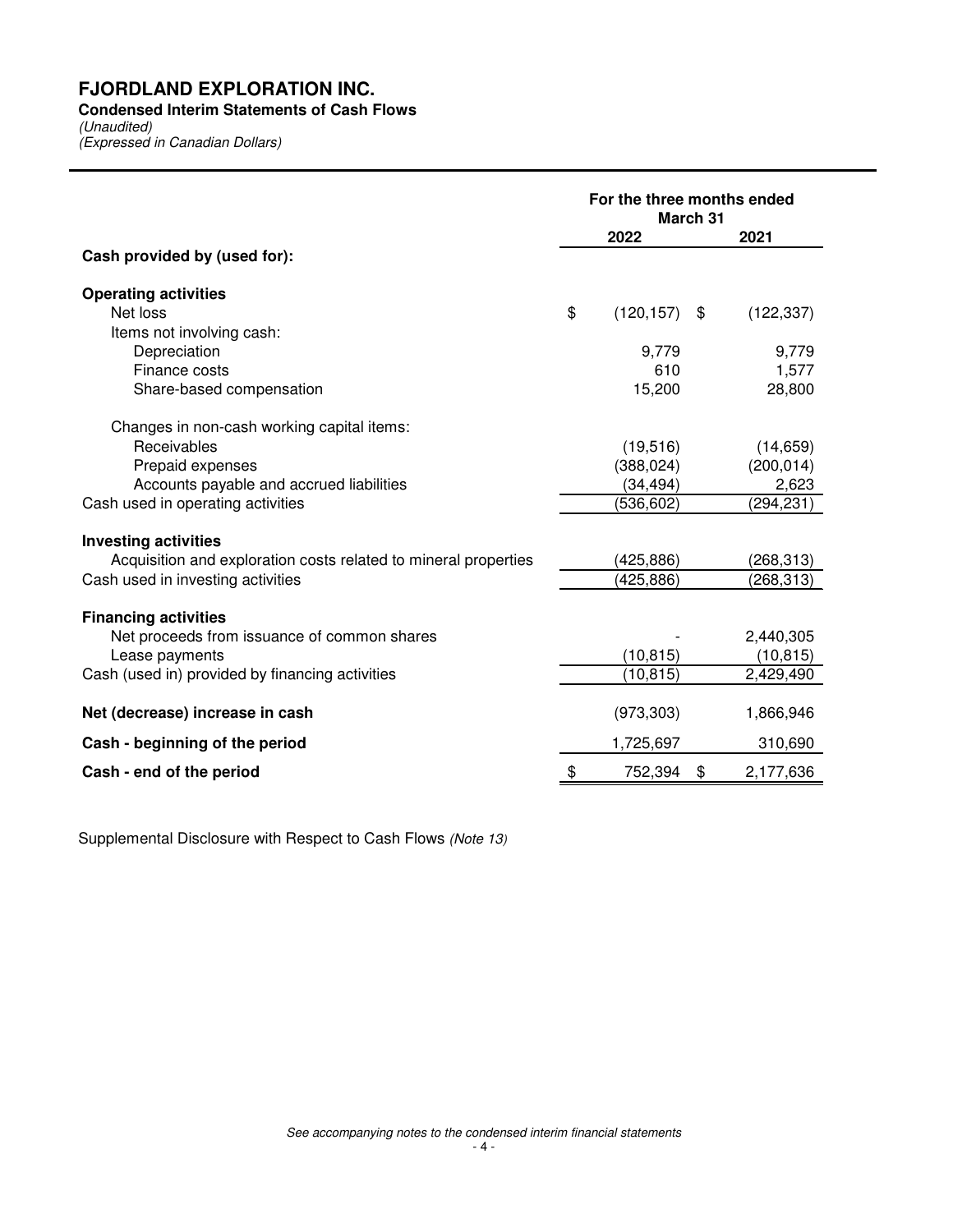# FJORDLAND EXPLORATION INC.

**Condensed Interim Statements of Cash Flows**

*(Unaudited)*

*(Expressed in Canadian Dollars)*

| | For the three months ended March 31 | |
|---|---|---|
| | **2022** | **2021** |
| **Cash provided by (used for):** | | |
| **Operating activities** | | |
| Net loss | $ (120,157) | $ (122,337) |
| Items not involving cash: | | |
| Depreciation | 9,779 | 9,779 |
| Finance costs | 610 | 1,577 |
| Share-based compensation | 15,200 | 28,800 |
| Changes in non-cash working capital items: | | |
| Receivables | (19,516) | (14,659) |
| Prepaid expenses | (388,024) | (200,014) |
| Accounts payable and accrued liabilities | (34,494) | 2,623 |
| Cash used in operating activities | (536,602) | (294,231) |
| **Investing activities** | | |
| Acquisition and exploration costs related to mineral properties | (425,886) | (268,313) |
| Cash used in investing activities | (425,886) | (268,313) |
| **Financing activities** | | |
| Net proceeds from issuance of common shares | - | 2,440,305 |
| Lease payments | (10,815) | (10,815) |
| Cash (used in) provided by financing activities | (10,815) | 2,429,490 |
| **Net (decrease) increase in cash** | (973,303) | 1,866,946 |
| **Cash - beginning of the period** | 1,725,697 | 310,690 |
| **Cash - end of the period** | $ 752,394 | $ 2,177,636 |

Supplemental Disclosure with Respect to Cash Flows *(Note 13)*

*See accompanying notes to the condensed interim financial statements*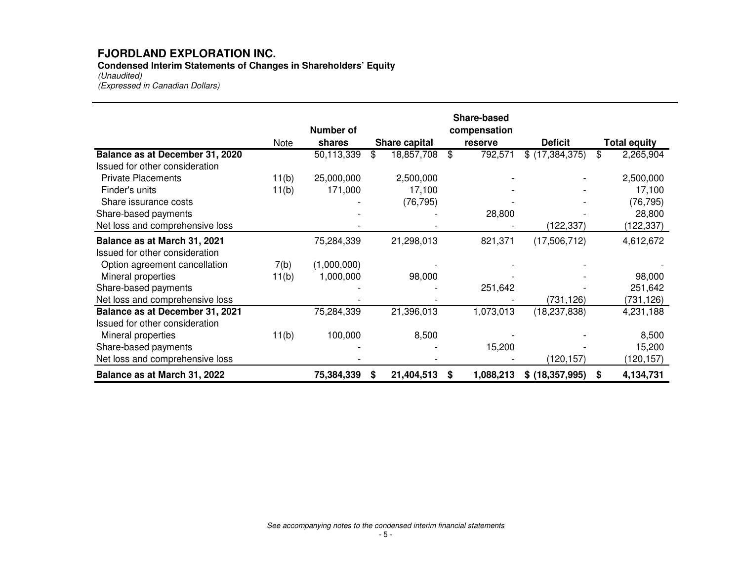# FJORDLAND EXPLORATION INC.

**Condensed Interim Statements of Changes in Shareholders' Equity**

*(Unaudited)*

*(Expressed in Canadian Dollars)*

| | Note | Number of shares | Share capital | Share-based compensation reserve | Deficit | Total equity |
|---|---|---|---|---|---|---|
| **Balance as at December 31, 2020** | | 50,113,339 | $ 18,857,708 | $ 792,571 | $ (17,384,375) | $ 2,265,904 |
| Issued for other consideration | | | | | | |
| Private Placements | 11(b) | 25,000,000 | 2,500,000 | - | - | 2,500,000 |
| Finder's units | 11(b) | 171,000 | 17,100 | - | - | 17,100 |
| Share issurance costs | | - | (76,795) | - | - | (76,795) |
| Share-based payments | | - | - | 28,800 | - | 28,800 |
| Net loss and comprehensive loss | | - | - | - | (122,337) | (122,337) |
| **Balance as at March 31, 2021** | | 75,284,339 | 21,298,013 | 821,371 | (17,506,712) | 4,612,672 |
| Issued for other consideration | | | | | | |
| Option agreement cancellation | 7(b) | (1,000,000) | - | - | - | - |
| Mineral properties | 11(b) | 1,000,000 | 98,000 | - | - | 98,000 |
| Share-based payments | | - | - | 251,642 | - | 251,642 |
| Net loss and comprehensive loss | | - | - | - | (731,126) | (731,126) |
| **Balance as at December 31, 2021** | | 75,284,339 | 21,396,013 | 1,073,013 | (18,237,838) | 4,231,188 |
| Issued for other consideration | | | | | | |
| Mineral properties | 11(b) | 100,000 | 8,500 | - | - | 8,500 |
| Share-based payments | | - | - | 15,200 | - | 15,200 |
| Net loss and comprehensive loss | | - | - | - | (120,157) | (120,157) |
| **Balance as at March 31, 2022** | | **75,384,339** | **$ 21,404,513** | **$ 1,088,213** | **$ (18,357,995)** | **$ 4,134,731** |

*See accompanying notes to the condensed interim financial statements*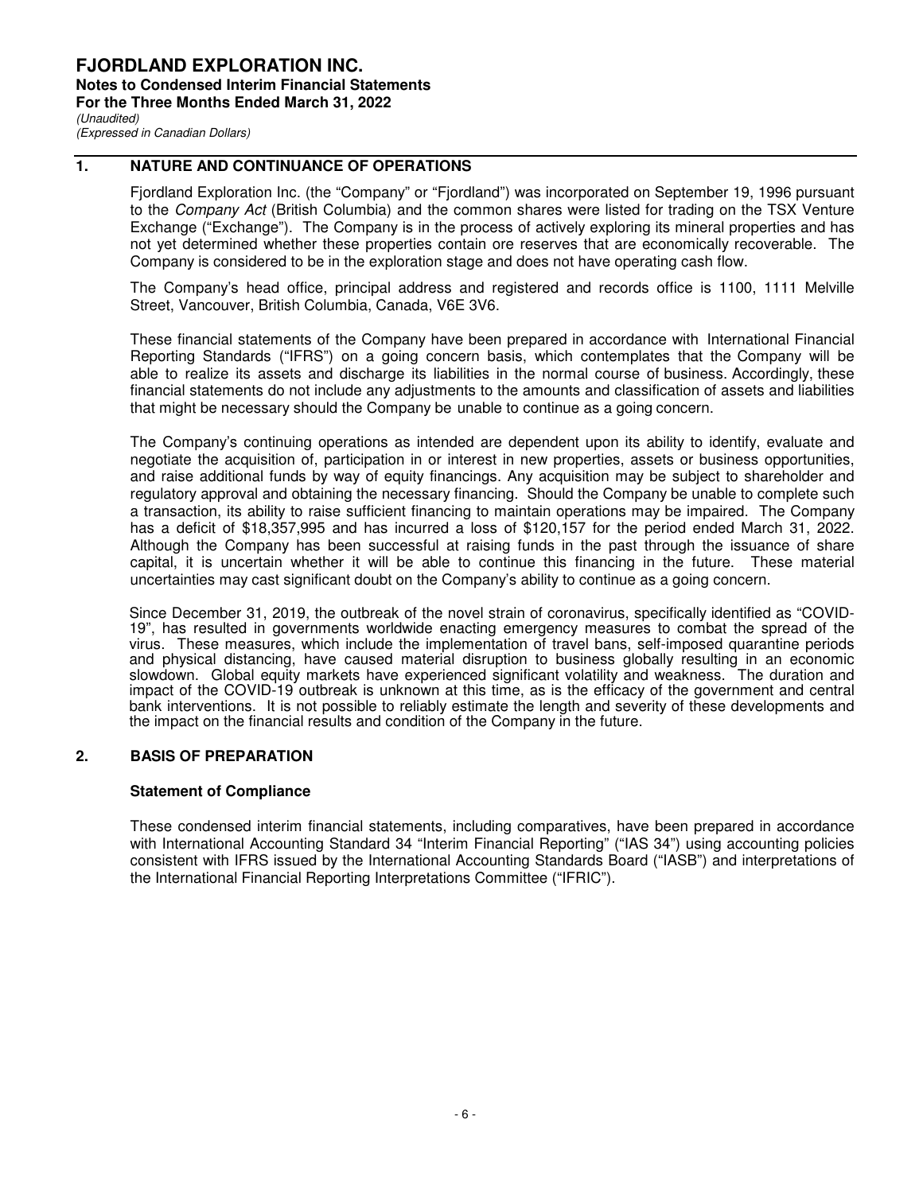# FJORDLAND EXPLORATION INC.

**Notes to Condensed Interim Financial Statements**
**For the Three Months Ended March 31, 2022**
*(Unaudited)*
*(Expressed in Canadian Dollars)*

## 1. NATURE AND CONTINUANCE OF OPERATIONS

Fjordland Exploration Inc. (the "Company" or "Fjordland") was incorporated on September 19, 1996 pursuant to the *Company Act* (British Columbia) and the common shares were listed for trading on the TSX Venture Exchange ("Exchange"). The Company is in the process of actively exploring its mineral properties and has not yet determined whether these properties contain ore reserves that are economically recoverable. The Company is considered to be in the exploration stage and does not have operating cash flow.

The Company's head office, principal address and registered and records office is 1100, 1111 Melville Street, Vancouver, British Columbia, Canada, V6E 3V6.

These financial statements of the Company have been prepared in accordance with International Financial Reporting Standards ("IFRS") on a going concern basis, which contemplates that the Company will be able to realize its assets and discharge its liabilities in the normal course of business. Accordingly, these financial statements do not include any adjustments to the amounts and classification of assets and liabilities that might be necessary should the Company be unable to continue as a going concern.

The Company's continuing operations as intended are dependent upon its ability to identify, evaluate and negotiate the acquisition of, participation in or interest in new properties, assets or business opportunities, and raise additional funds by way of equity financings. Any acquisition may be subject to shareholder and regulatory approval and obtaining the necessary financing. Should the Company be unable to complete such a transaction, its ability to raise sufficient financing to maintain operations may be impaired. The Company has a deficit of $18,357,995 and has incurred a loss of $120,157 for the period ended March 31, 2022. Although the Company has been successful at raising funds in the past through the issuance of share capital, it is uncertain whether it will be able to continue this financing in the future. These material uncertainties may cast significant doubt on the Company's ability to continue as a going concern.

Since December 31, 2019, the outbreak of the novel strain of coronavirus, specifically identified as "COVID-19", has resulted in governments worldwide enacting emergency measures to combat the spread of the virus. These measures, which include the implementation of travel bans, self-imposed quarantine periods and physical distancing, have caused material disruption to business globally resulting in an economic slowdown. Global equity markets have experienced significant volatility and weakness. The duration and impact of the COVID-19 outbreak is unknown at this time, as is the efficacy of the government and central bank interventions. It is not possible to reliably estimate the length and severity of these developments and the impact on the financial results and condition of the Company in the future.

## 2. BASIS OF PREPARATION

### Statement of Compliance

These condensed interim financial statements, including comparatives, have been prepared in accordance with International Accounting Standard 34 "Interim Financial Reporting" ("IAS 34") using accounting policies consistent with IFRS issued by the International Accounting Standards Board ("IASB") and interpretations of the International Financial Reporting Interpretations Committee ("IFRIC").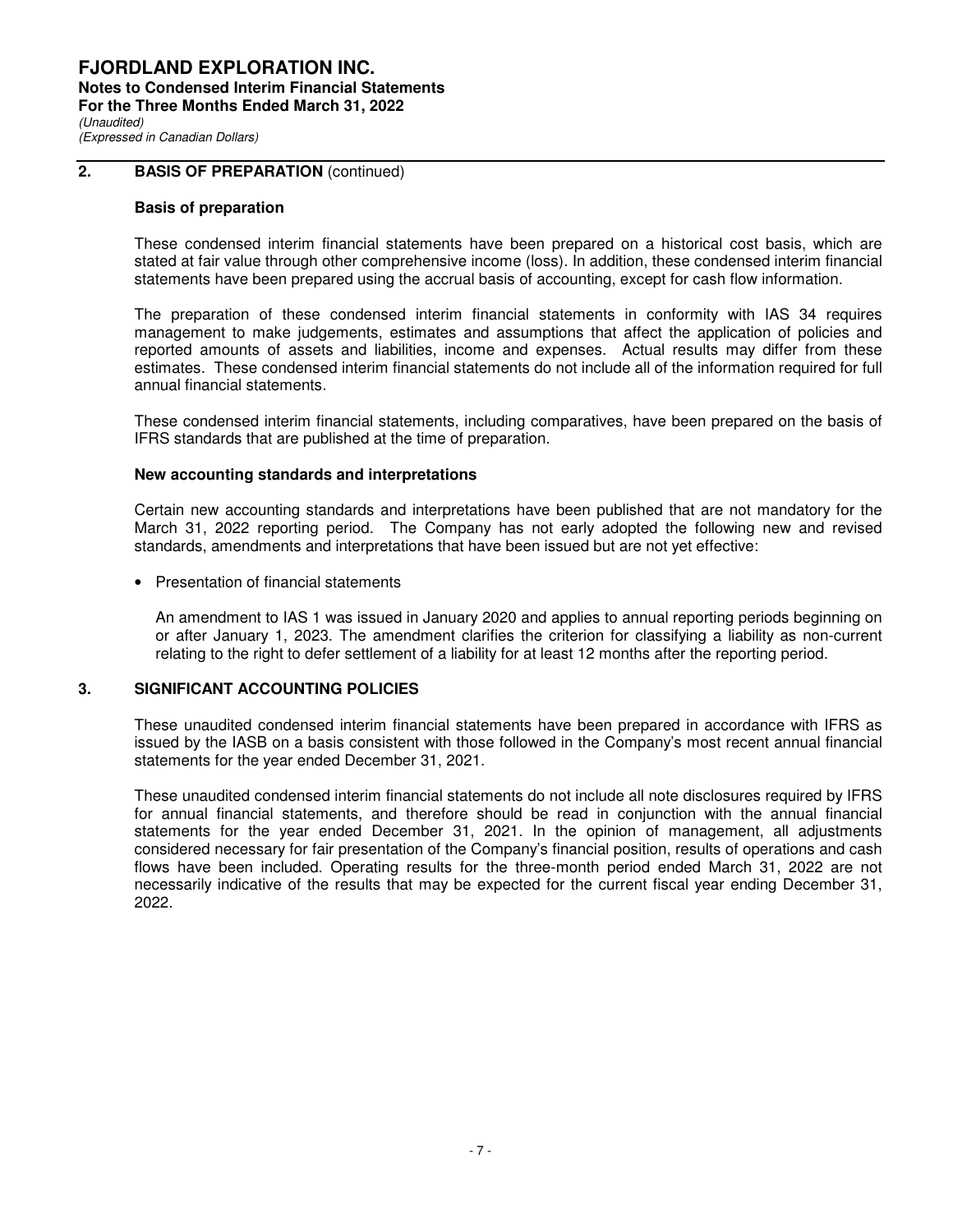## 2. BASIS OF PREPARATION (continued)

### Basis of preparation

These condensed interim financial statements have been prepared on a historical cost basis, which are stated at fair value through other comprehensive income (loss). In addition, these condensed interim financial statements have been prepared using the accrual basis of accounting, except for cash flow information.

The preparation of these condensed interim financial statements in conformity with IAS 34 requires management to make judgements, estimates and assumptions that affect the application of policies and reported amounts of assets and liabilities, income and expenses. Actual results may differ from these estimates. These condensed interim financial statements do not include all of the information required for full annual financial statements.

These condensed interim financial statements, including comparatives, have been prepared on the basis of IFRS standards that are published at the time of preparation.

### New accounting standards and interpretations

Certain new accounting standards and interpretations have been published that are not mandatory for the March 31, 2022 reporting period. The Company has not early adopted the following new and revised standards, amendments and interpretations that have been issued but are not yet effective:

- Presentation of financial statements

  An amendment to IAS 1 was issued in January 2020 and applies to annual reporting periods beginning on or after January 1, 2023. The amendment clarifies the criterion for classifying a liability as non-current relating to the right to defer settlement of a liability for at least 12 months after the reporting period.

## 3. SIGNIFICANT ACCOUNTING POLICIES

These unaudited condensed interim financial statements have been prepared in accordance with IFRS as issued by the IASB on a basis consistent with those followed in the Company's most recent annual financial statements for the year ended December 31, 2021.

These unaudited condensed interim financial statements do not include all note disclosures required by IFRS for annual financial statements, and therefore should be read in conjunction with the annual financial statements for the year ended December 31, 2021. In the opinion of management, all adjustments considered necessary for fair presentation of the Company's financial position, results of operations and cash flows have been included. Operating results for the three-month period ended March 31, 2022 are not necessarily indicative of the results that may be expected for the current fiscal year ending December 31, 2022.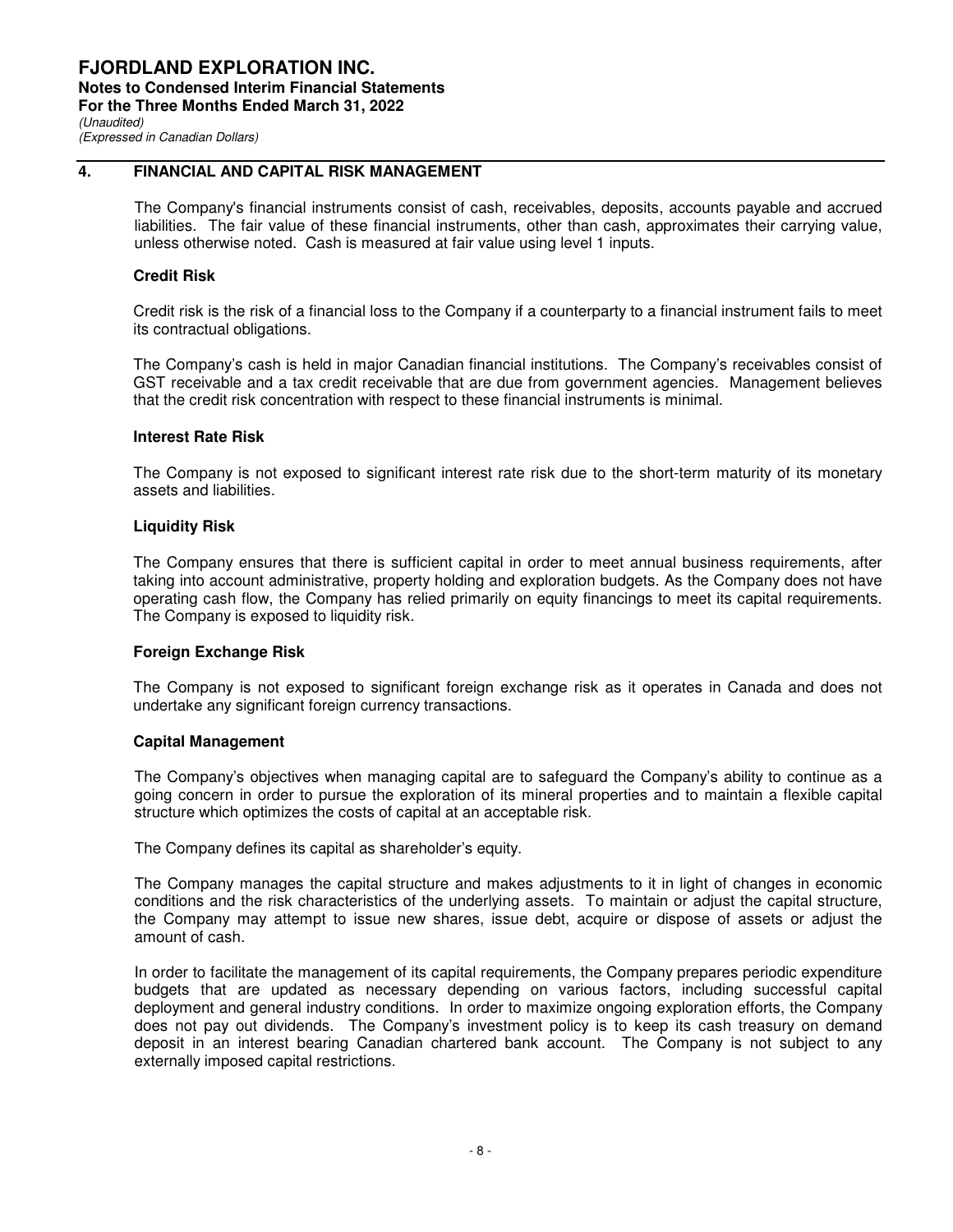## 4. FINANCIAL AND CAPITAL RISK MANAGEMENT

The Company's financial instruments consist of cash, receivables, deposits, accounts payable and accrued liabilities. The fair value of these financial instruments, other than cash, approximates their carrying value, unless otherwise noted. Cash is measured at fair value using level 1 inputs.

### Credit Risk

Credit risk is the risk of a financial loss to the Company if a counterparty to a financial instrument fails to meet its contractual obligations.

The Company's cash is held in major Canadian financial institutions. The Company's receivables consist of GST receivable and a tax credit receivable that are due from government agencies. Management believes that the credit risk concentration with respect to these financial instruments is minimal.

### Interest Rate Risk

The Company is not exposed to significant interest rate risk due to the short-term maturity of its monetary assets and liabilities.

### Liquidity Risk

The Company ensures that there is sufficient capital in order to meet annual business requirements, after taking into account administrative, property holding and exploration budgets. As the Company does not have operating cash flow, the Company has relied primarily on equity financings to meet its capital requirements. The Company is exposed to liquidity risk.

### Foreign Exchange Risk

The Company is not exposed to significant foreign exchange risk as it operates in Canada and does not undertake any significant foreign currency transactions.

### Capital Management

The Company's objectives when managing capital are to safeguard the Company's ability to continue as a going concern in order to pursue the exploration of its mineral properties and to maintain a flexible capital structure which optimizes the costs of capital at an acceptable risk.

The Company defines its capital as shareholder's equity.

The Company manages the capital structure and makes adjustments to it in light of changes in economic conditions and the risk characteristics of the underlying assets. To maintain or adjust the capital structure, the Company may attempt to issue new shares, issue debt, acquire or dispose of assets or adjust the amount of cash.

In order to facilitate the management of its capital requirements, the Company prepares periodic expenditure budgets that are updated as necessary depending on various factors, including successful capital deployment and general industry conditions. In order to maximize ongoing exploration efforts, the Company does not pay out dividends. The Company's investment policy is to keep its cash treasury on demand deposit in an interest bearing Canadian chartered bank account. The Company is not subject to any externally imposed capital restrictions.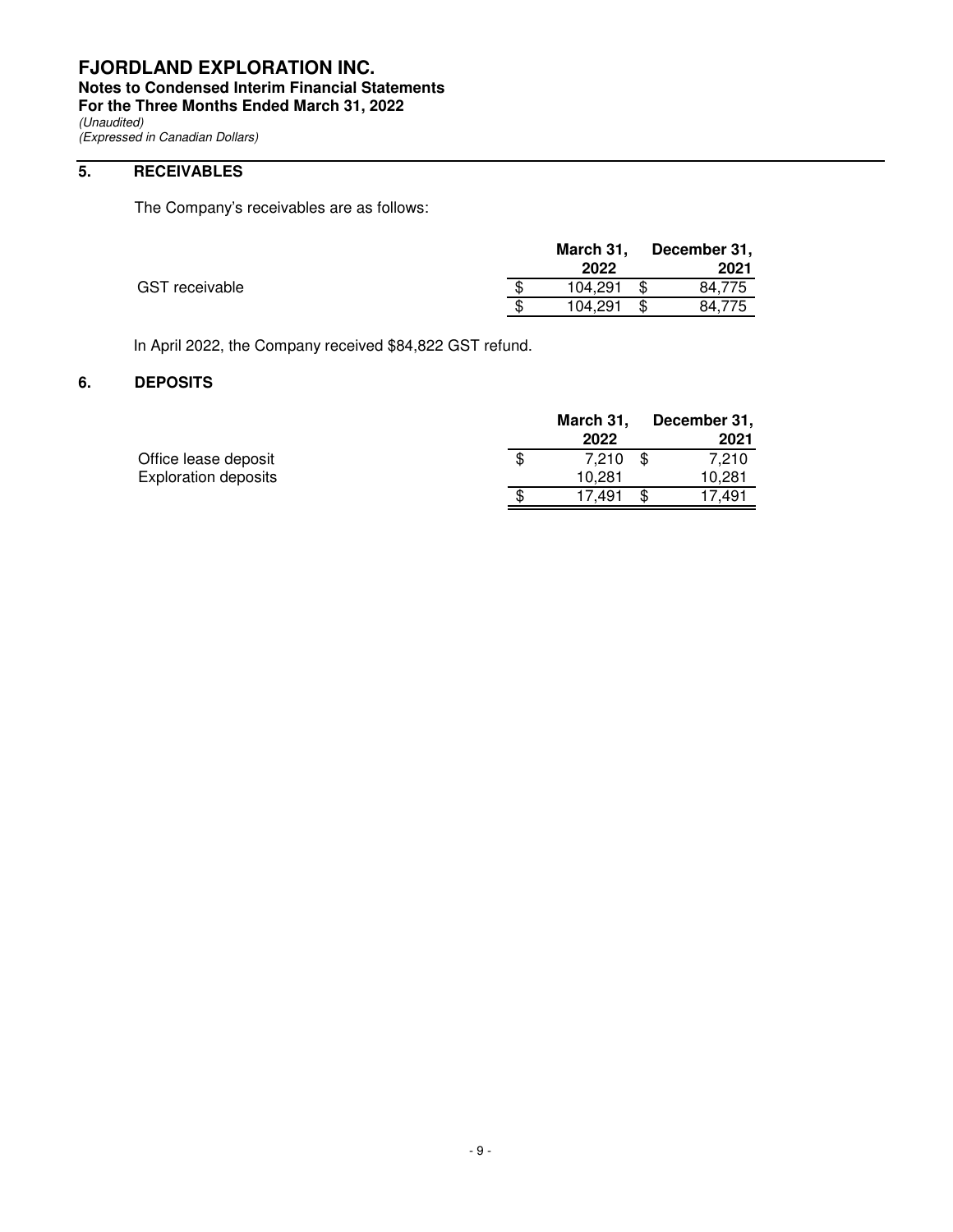# FJORDLAND EXPLORATION INC.

**Notes to Condensed Interim Financial Statements**
**For the Three Months Ended March 31, 2022**
*(Unaudited)*
*(Expressed in Canadian Dollars)*

## 5. RECEIVABLES

The Company's receivables are as follows:

| | March 31, 2022 | December 31, 2021 |
|---|---|---|
| GST receivable | $ 104,291 | $ 84,775 |
| | $ 104,291 | $ 84,775 |

In April 2022, the Company received $84,822 GST refund.

## 6. DEPOSITS

| | March 31, 2022 | December 31, 2021 |
|---|---|---|
| Office lease deposit | $ 7,210 | $ 7,210 |
| Exploration deposits | 10,281 | 10,281 |
| | $ 17,491 | $ 17,491 |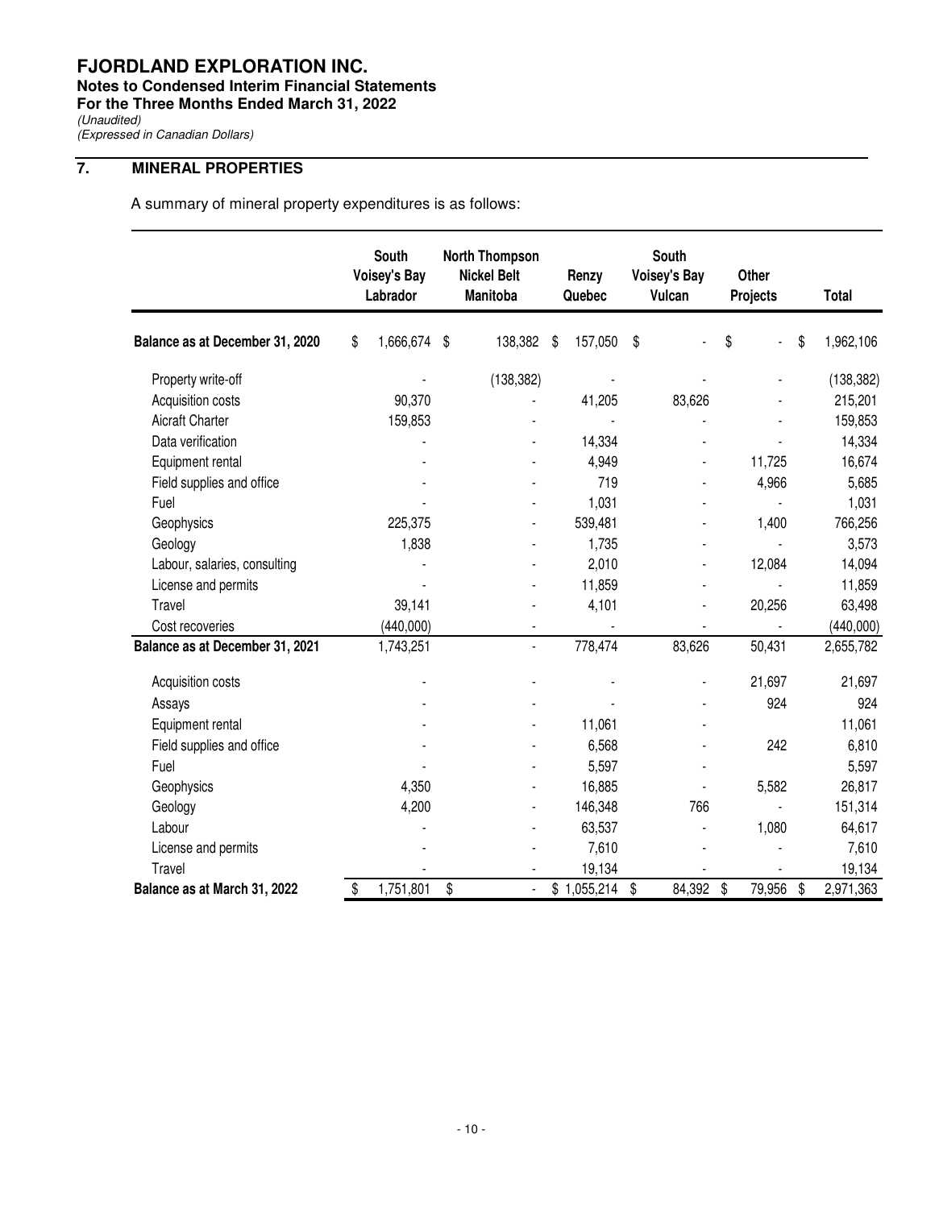## 7. MINERAL PROPERTIES

A summary of mineral property expenditures is as follows:

| | South Voisey's Bay Labrador | North Thompson Nickel Belt Manitoba | Renzy Quebec | South Voisey's Bay Vulcan | Other Projects | Total |
|---|---|---|---|---|---|---|
| **Balance as at December 31, 2020** | $ 1,666,674 | $ 138,382 | $ 157,050 | $ - | $ - | $ 1,962,106 |
| Property write-off | - | (138,382) | - | - | - | (138,382) |
| Acquisition costs | 90,370 | - | 41,205 | 83,626 | - | 215,201 |
| Aicraft Charter | 159,853 | - | - | - | - | 159,853 |
| Data verification | - | - | 14,334 | - | - | 14,334 |
| Equipment rental | - | - | 4,949 | - | 11,725 | 16,674 |
| Field supplies and office | - | - | 719 | - | 4,966 | 5,685 |
| Fuel | - | - | 1,031 | - | - | 1,031 |
| Geophysics | 225,375 | - | 539,481 | - | 1,400 | 766,256 |
| Geology | 1,838 | - | 1,735 | - | - | 3,573 |
| Labour, salaries, consulting | - | - | 2,010 | - | 12,084 | 14,094 |
| License and permits | - | - | 11,859 | - | - | 11,859 |
| Travel | 39,141 | - | 4,101 | - | 20,256 | 63,498 |
| Cost recoveries | (440,000) | - | - | - | - | (440,000) |
| **Balance as at December 31, 2021** | 1,743,251 | - | 778,474 | 83,626 | 50,431 | 2,655,782 |
| Acquisition costs | - | - | - | - | 21,697 | 21,697 |
| Assays | - | - | - | - | 924 | 924 |
| Equipment rental | - | - | 11,061 | - | | 11,061 |
| Field supplies and office | - | - | 6,568 | - | 242 | 6,810 |
| Fuel | - | - | 5,597 | - | | 5,597 |
| Geophysics | 4,350 | - | 16,885 | - | 5,582 | 26,817 |
| Geology | 4,200 | - | 146,348 | 766 | - | 151,314 |
| Labour | - | - | 63,537 | - | 1,080 | 64,617 |
| License and permits | - | - | 7,610 | - | - | 7,610 |
| Travel | - | - | 19,134 | - | - | 19,134 |
| **Balance as at March 31, 2022** | $ 1,751,801 | $ - | $ 1,055,214 | $ 84,392 | $ 79,956 | $ 2,971,363 |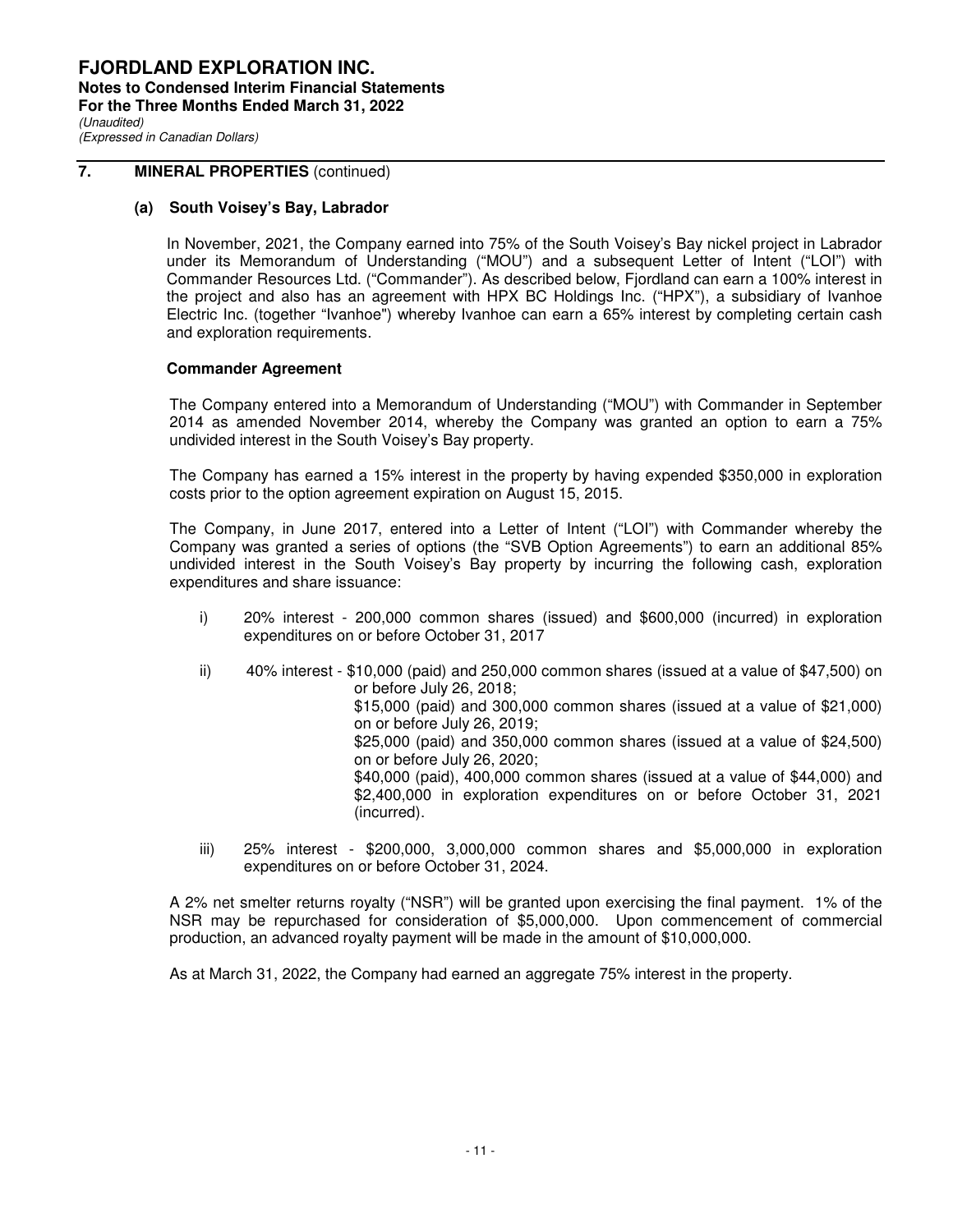## 7. MINERAL PROPERTIES (continued)

### (a) South Voisey's Bay, Labrador

In November, 2021, the Company earned into 75% of the South Voisey's Bay nickel project in Labrador under its Memorandum of Understanding ("MOU") and a subsequent Letter of Intent ("LOI") with Commander Resources Ltd. ("Commander"). As described below, Fjordland can earn a 100% interest in the project and also has an agreement with HPX BC Holdings Inc. ("HPX"), a subsidiary of Ivanhoe Electric Inc. (together "Ivanhoe") whereby Ivanhoe can earn a 65% interest by completing certain cash and exploration requirements.

**Commander Agreement**

The Company entered into a Memorandum of Understanding ("MOU") with Commander in September 2014 as amended November 2014, whereby the Company was granted an option to earn a 75% undivided interest in the South Voisey's Bay property.

The Company has earned a 15% interest in the property by having expended $350,000 in exploration costs prior to the option agreement expiration on August 15, 2015.

The Company, in June 2017, entered into a Letter of Intent ("LOI") with Commander whereby the Company was granted a series of options (the "SVB Option Agreements") to earn an additional 85% undivided interest in the South Voisey's Bay property by incurring the following cash, exploration expenditures and share issuance:

i) 20% interest - 200,000 common shares (issued) and $600,000 (incurred) in exploration expenditures on or before October 31, 2017

ii) 40% interest - $10,000 (paid) and 250,000 common shares (issued at a value of $47,500) on or before July 26, 2018;
$15,000 (paid) and 300,000 common shares (issued at a value of $21,000) on or before July 26, 2019;
$25,000 (paid) and 350,000 common shares (issued at a value of $24,500) on or before July 26, 2020;
$40,000 (paid), 400,000 common shares (issued at a value of $44,000) and $2,400,000 in exploration expenditures on or before October 31, 2021 (incurred).

iii) 25% interest - $200,000, 3,000,000 common shares and $5,000,000 in exploration expenditures on or before October 31, 2024.

A 2% net smelter returns royalty ("NSR") will be granted upon exercising the final payment. 1% of the NSR may be repurchased for consideration of $5,000,000. Upon commencement of commercial production, an advanced royalty payment will be made in the amount of $10,000,000.

As at March 31, 2022, the Company had earned an aggregate 75% interest in the property.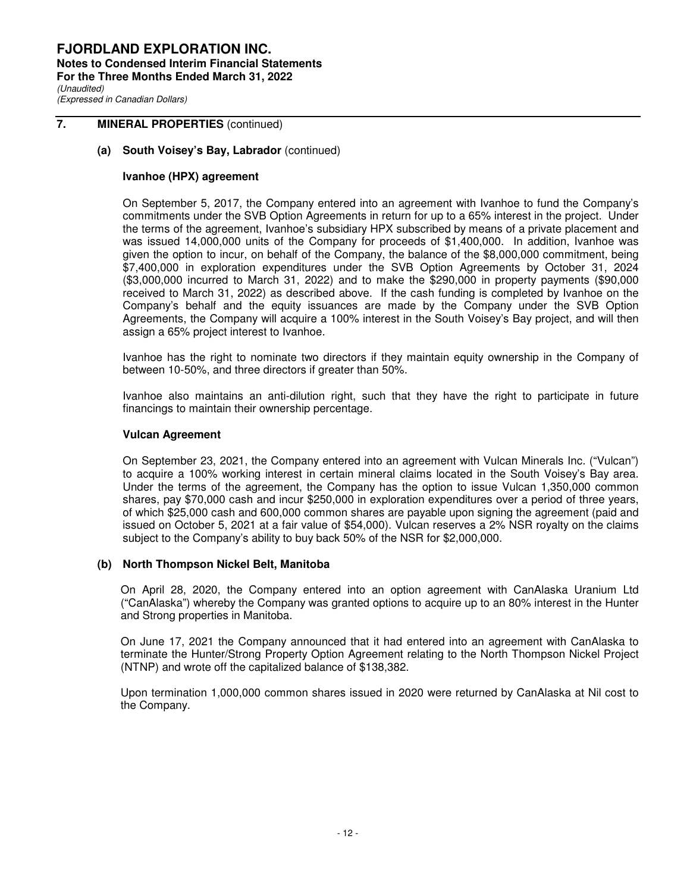## 7. MINERAL PROPERTIES (continued)

### (a) South Voisey's Bay, Labrador (continued)

**Ivanhoe (HPX) agreement**

On September 5, 2017, the Company entered into an agreement with Ivanhoe to fund the Company's commitments under the SVB Option Agreements in return for up to a 65% interest in the project. Under the terms of the agreement, Ivanhoe's subsidiary HPX subscribed by means of a private placement and was issued 14,000,000 units of the Company for proceeds of $1,400,000. In addition, Ivanhoe was given the option to incur, on behalf of the Company, the balance of the $8,000,000 commitment, being $7,400,000 in exploration expenditures under the SVB Option Agreements by October 31, 2024 ($3,000,000 incurred to March 31, 2022) and to make the $290,000 in property payments ($90,000 received to March 31, 2022) as described above. If the cash funding is completed by Ivanhoe on the Company's behalf and the equity issuances are made by the Company under the SVB Option Agreements, the Company will acquire a 100% interest in the South Voisey's Bay project, and will then assign a 65% project interest to Ivanhoe.

Ivanhoe has the right to nominate two directors if they maintain equity ownership in the Company of between 10-50%, and three directors if greater than 50%.

Ivanhoe also maintains an anti-dilution right, such that they have the right to participate in future financings to maintain their ownership percentage.

**Vulcan Agreement**

On September 23, 2021, the Company entered into an agreement with Vulcan Minerals Inc. ("Vulcan") to acquire a 100% working interest in certain mineral claims located in the South Voisey's Bay area. Under the terms of the agreement, the Company has the option to issue Vulcan 1,350,000 common shares, pay $70,000 cash and incur $250,000 in exploration expenditures over a period of three years, of which $25,000 cash and 600,000 common shares are payable upon signing the agreement (paid and issued on October 5, 2021 at a fair value of $54,000). Vulcan reserves a 2% NSR royalty on the claims subject to the Company's ability to buy back 50% of the NSR for $2,000,000.

### (b) North Thompson Nickel Belt, Manitoba

On April 28, 2020, the Company entered into an option agreement with CanAlaska Uranium Ltd ("CanAlaska") whereby the Company was granted options to acquire up to an 80% interest in the Hunter and Strong properties in Manitoba.

On June 17, 2021 the Company announced that it had entered into an agreement with CanAlaska to terminate the Hunter/Strong Property Option Agreement relating to the North Thompson Nickel Project (NTNP) and wrote off the capitalized balance of $138,382.

Upon termination 1,000,000 common shares issued in 2020 were returned by CanAlaska at Nil cost to the Company.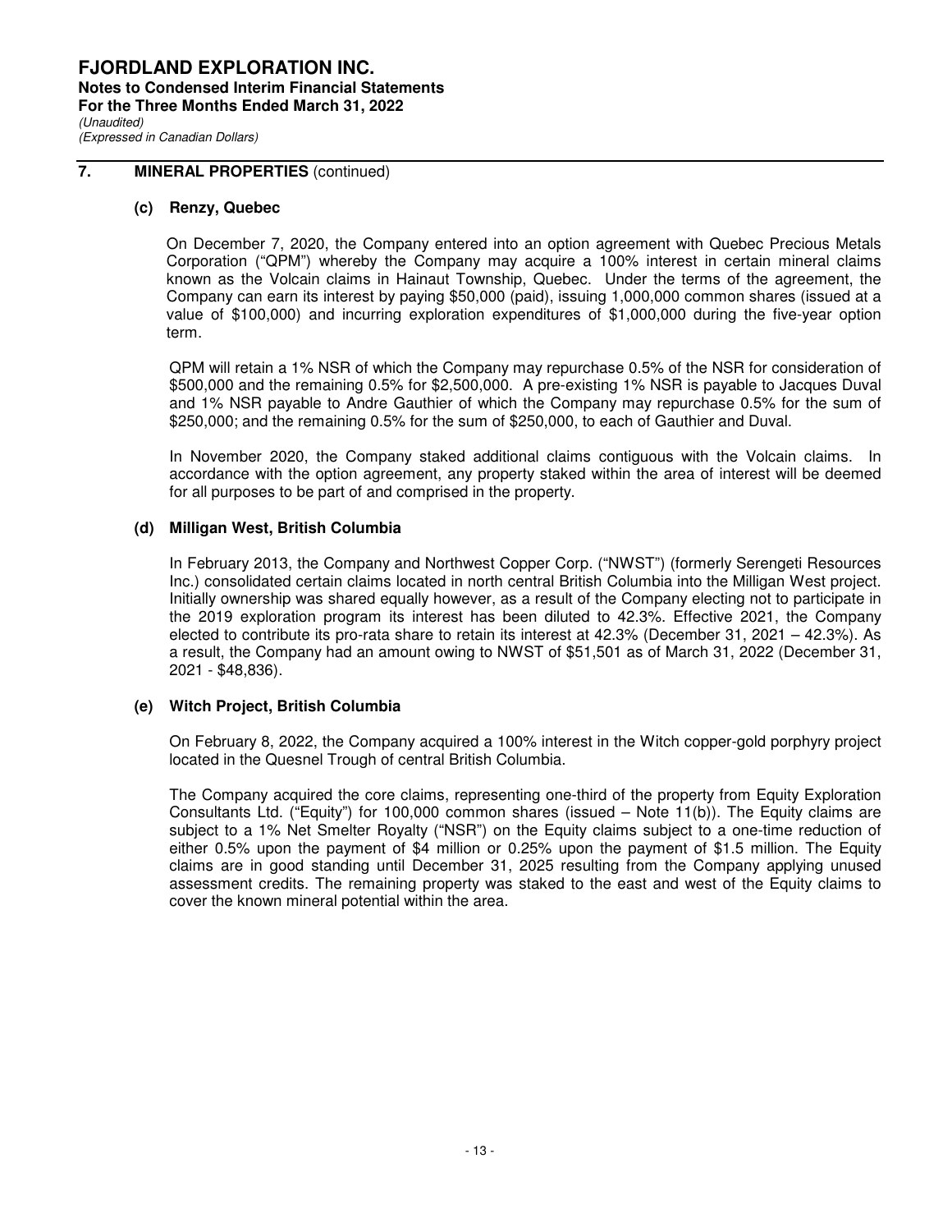## 7. MINERAL PROPERTIES (continued)

### (c) Renzy, Quebec

On December 7, 2020, the Company entered into an option agreement with Quebec Precious Metals Corporation ("QPM") whereby the Company may acquire a 100% interest in certain mineral claims known as the Volcain claims in Hainaut Township, Quebec. Under the terms of the agreement, the Company can earn its interest by paying $50,000 (paid), issuing 1,000,000 common shares (issued at a value of $100,000) and incurring exploration expenditures of $1,000,000 during the five-year option term.

QPM will retain a 1% NSR of which the Company may repurchase 0.5% of the NSR for consideration of $500,000 and the remaining 0.5% for $2,500,000. A pre-existing 1% NSR is payable to Jacques Duval and 1% NSR payable to Andre Gauthier of which the Company may repurchase 0.5% for the sum of $250,000; and the remaining 0.5% for the sum of $250,000, to each of Gauthier and Duval.

In November 2020, the Company staked additional claims contiguous with the Volcain claims. In accordance with the option agreement, any property staked within the area of interest will be deemed for all purposes to be part of and comprised in the property.

### (d) Milligan West, British Columbia

In February 2013, the Company and Northwest Copper Corp. ("NWST") (formerly Serengeti Resources Inc.) consolidated certain claims located in north central British Columbia into the Milligan West project. Initially ownership was shared equally however, as a result of the Company electing not to participate in the 2019 exploration program its interest has been diluted to 42.3%. Effective 2021, the Company elected to contribute its pro-rata share to retain its interest at 42.3% (December 31, 2021 – 42.3%). As a result, the Company had an amount owing to NWST of $51,501 as of March 31, 2022 (December 31, 2021 - $48,836).

### (e) Witch Project, British Columbia

On February 8, 2022, the Company acquired a 100% interest in the Witch copper-gold porphyry project located in the Quesnel Trough of central British Columbia.

The Company acquired the core claims, representing one-third of the property from Equity Exploration Consultants Ltd. ("Equity") for 100,000 common shares (issued – Note 11(b)). The Equity claims are subject to a 1% Net Smelter Royalty ("NSR") on the Equity claims subject to a one-time reduction of either 0.5% upon the payment of $4 million or 0.25% upon the payment of $1.5 million. The Equity claims are in good standing until December 31, 2025 resulting from the Company applying unused assessment credits. The remaining property was staked to the east and west of the Equity claims to cover the known mineral potential within the area.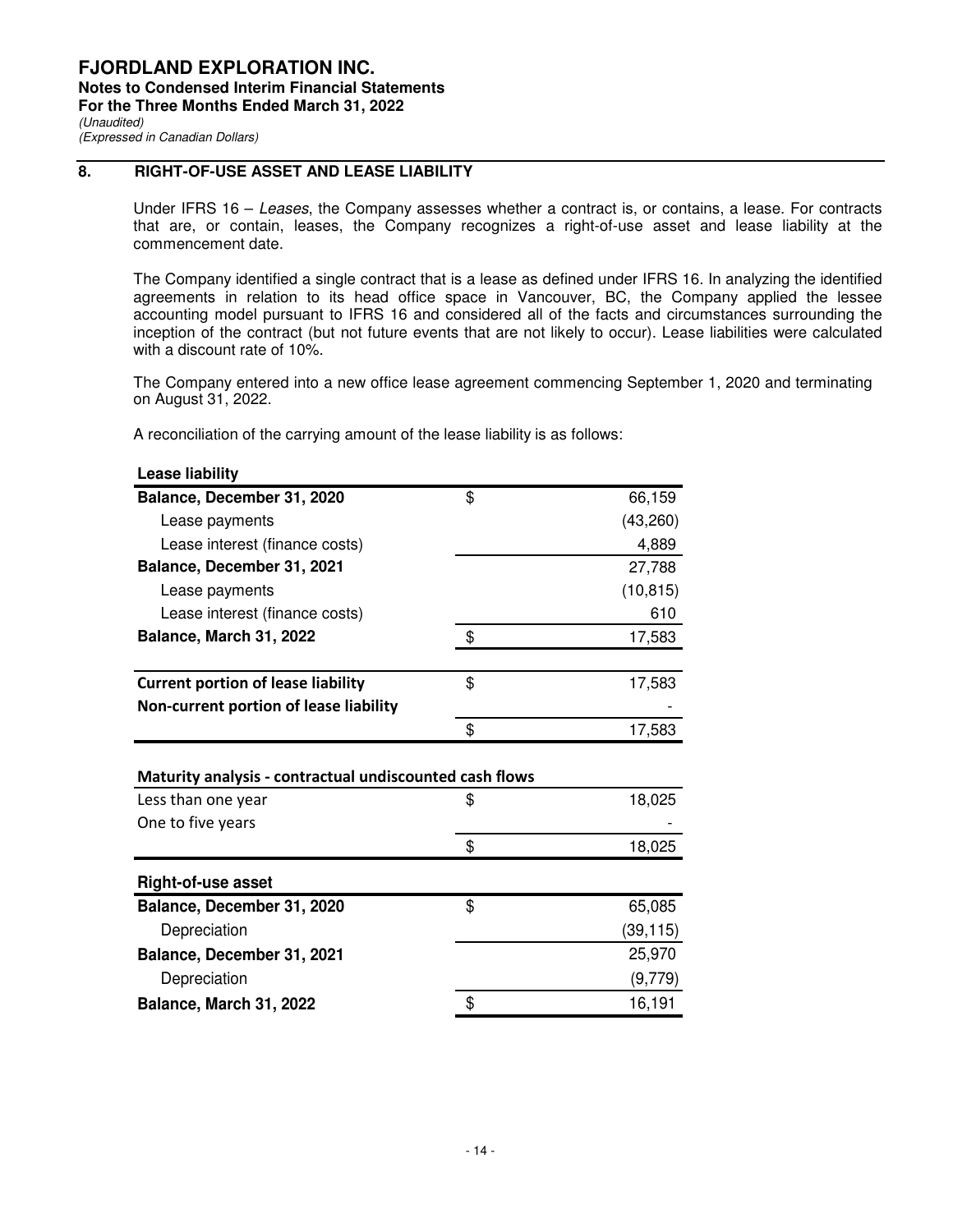**FJORDLAND EXPLORATION INC.**
**Notes to Condensed Interim Financial Statements**
**For the Three Months Ended March 31, 2022**
*(Unaudited)*
*(Expressed in Canadian Dollars)*

## 8. RIGHT-OF-USE ASSET AND LEASE LIABILITY

Under IFRS 16 – *Leases*, the Company assesses whether a contract is, or contains, a lease. For contracts that are, or contain, leases, the Company recognizes a right-of-use asset and lease liability at the commencement date.

The Company identified a single contract that is a lease as defined under IFRS 16. In analyzing the identified agreements in relation to its head office space in Vancouver, BC, the Company applied the lessee accounting model pursuant to IFRS 16 and considered all of the facts and circumstances surrounding the inception of the contract (but not future events that are not likely to occur). Lease liabilities were calculated with a discount rate of 10%.

The Company entered into a new office lease agreement commencing September 1, 2020 and terminating on August 31, 2022.

A reconciliation of the carrying amount of the lease liability is as follows:

| **Lease liability** | | |
|---|---|---|
| **Balance, December 31, 2020** | $ | 66,159 |
| Lease payments | | (43,260) |
| Lease interest (finance costs) | | 4,889 |
| **Balance, December 31, 2021** | | 27,788 |
| Lease payments | | (10,815) |
| Lease interest (finance costs) | | 610 |
| **Balance, March 31, 2022** | $ | 17,583 |
| | | |
| **Current portion of lease liability** | $ | 17,583 |
| **Non-current portion of lease liability** | | - |
| | $ | 17,583 |

| **Maturity analysis - contractual undiscounted cash flows** | | |
|---|---|---|
| Less than one year | $ | 18,025 |
| One to five years | | - |
| | $ | 18,025 |

| **Right-of-use asset** | | |
|---|---|---|
| **Balance, December 31, 2020** | $ | 65,085 |
| Depreciation | | (39,115) |
| **Balance, December 31, 2021** | | 25,970 |
| Depreciation | | (9,779) |
| **Balance, March 31, 2022** | $ | 16,191 |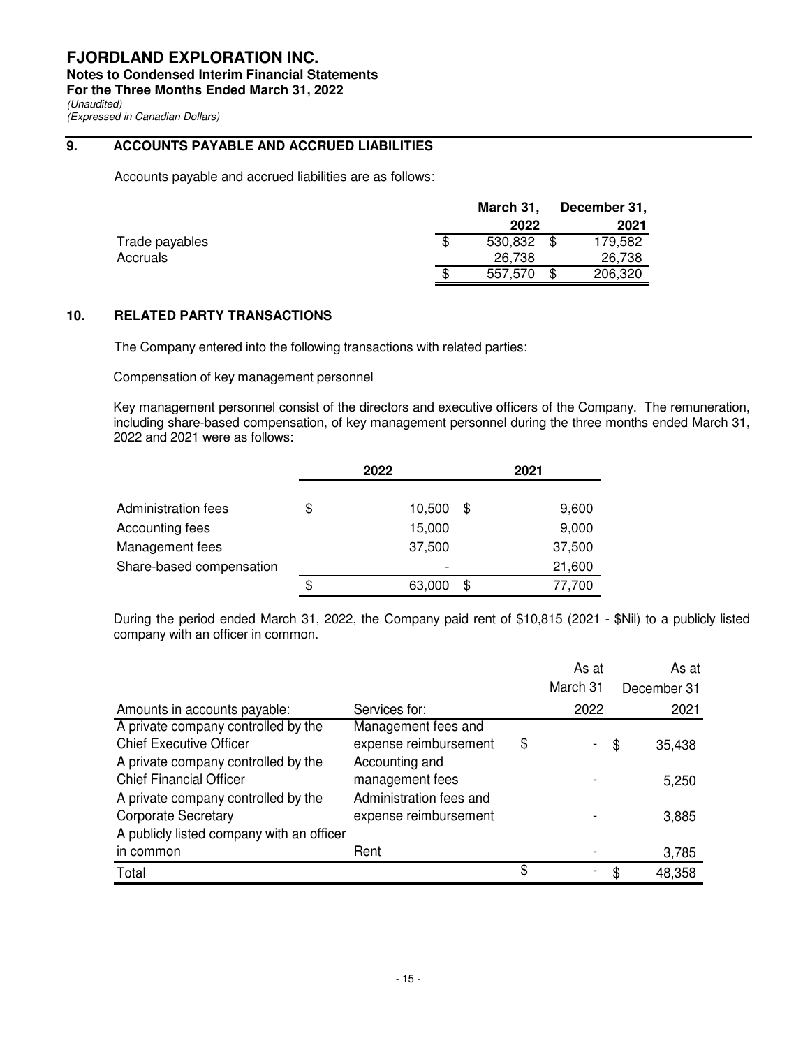## 9. ACCOUNTS PAYABLE AND ACCRUED LIABILITIES

Accounts payable and accrued liabilities are as follows:

| | March 31, 2022 | December 31, 2021 |
|---|---|---|
| Trade payables | $ 530,832 | $ 179,582 |
| Accruals | 26,738 | 26,738 |
| | $ 557,570 | $ 206,320 |

## 10. RELATED PARTY TRANSACTIONS

The Company entered into the following transactions with related parties:

Compensation of key management personnel

Key management personnel consist of the directors and executive officers of the Company. The remuneration, including share-based compensation, of key management personnel during the three months ended March 31, 2022 and 2021 were as follows:

| | 2022 | 2021 |
|---|---|---|
| Administration fees | $ 10,500 | $ 9,600 |
| Accounting fees | 15,000 | 9,000 |
| Management fees | 37,500 | 37,500 |
| Share-based compensation | - | 21,600 |
| | $ 63,000 | $ 77,700 |

During the period ended March 31, 2022, the Company paid rent of $10,815 (2021 - $Nil) to a publicly listed company with an officer in common.

| Amounts in accounts payable: | Services for: | As at March 31 2022 | As at December 31 2021 |
|---|---|---|---|
| A private company controlled by the Chief Executive Officer | Management fees and expense reimbursement | $ - | $ 35,438 |
| A private company controlled by the Chief Financial Officer | Accounting and management fees | - | 5,250 |
| A private company controlled by the Corporate Secretary | Administration fees and expense reimbursement | - | 3,885 |
| A publicly listed company with an officer in common | Rent | - | 3,785 |
| Total | | $ - | $ 48,358 |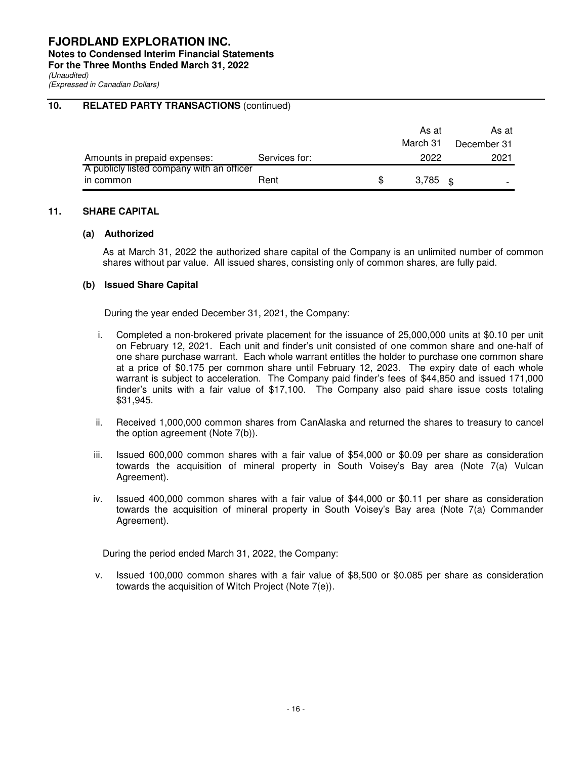## 10. RELATED PARTY TRANSACTIONS (continued)

| Amounts in prepaid expenses: | Services for: | As at March 31 2022 | As at December 31 2021 |
|---|---|---|---|
| A publicly listed company with an officer in common | Rent | $ 3,785 | $ - |

## 11. SHARE CAPITAL

### (a) Authorized

As at March 31, 2022 the authorized share capital of the Company is an unlimited number of common shares without par value. All issued shares, consisting only of common shares, are fully paid.

### (b) Issued Share Capital

During the year ended December 31, 2021, the Company:

i. Completed a non-brokered private placement for the issuance of 25,000,000 units at $0.10 per unit on February 12, 2021. Each unit and finder's unit consisted of one common share and one-half of one share purchase warrant. Each whole warrant entitles the holder to purchase one common share at a price of $0.175 per common share until February 12, 2023. The expiry date of each whole warrant is subject to acceleration. The Company paid finder's fees of $44,850 and issued 171,000 finder's units with a fair value of $17,100. The Company also paid share issue costs totaling $31,945.

ii. Received 1,000,000 common shares from CanAlaska and returned the shares to treasury to cancel the option agreement (Note 7(b)).

iii. Issued 600,000 common shares with a fair value of $54,000 or $0.09 per share as consideration towards the acquisition of mineral property in South Voisey's Bay area (Note 7(a) Vulcan Agreement).

iv. Issued 400,000 common shares with a fair value of $44,000 or $0.11 per share as consideration towards the acquisition of mineral property in South Voisey's Bay area (Note 7(a) Commander Agreement).

During the period ended March 31, 2022, the Company:

v. Issued 100,000 common shares with a fair value of $8,500 or $0.085 per share as consideration towards the acquisition of Witch Project (Note 7(e)).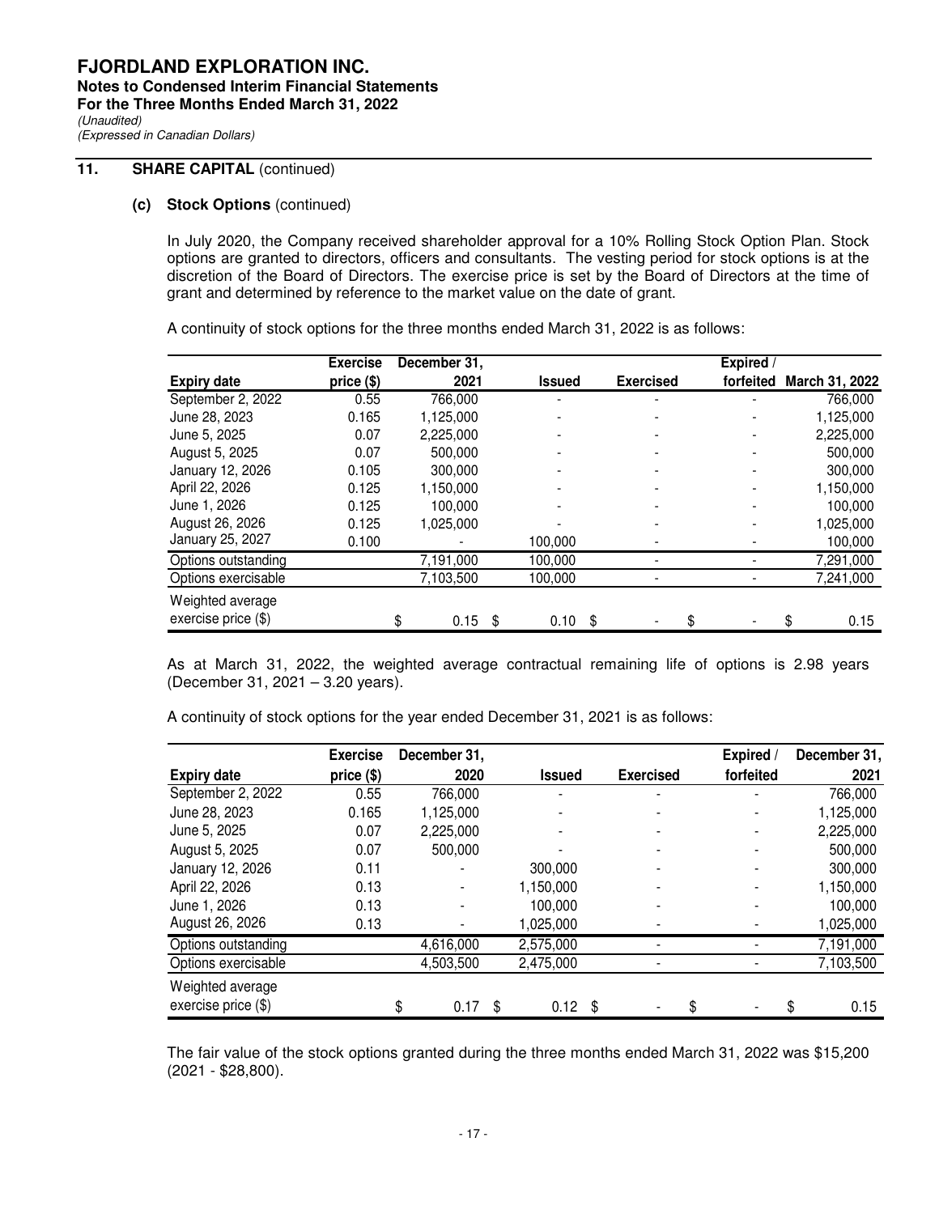**FJORDLAND EXPLORATION INC.**
**Notes to Condensed Interim Financial Statements**
**For the Three Months Ended March 31, 2022**
*(Unaudited)*
*(Expressed in Canadian Dollars)*

## 11. SHARE CAPITAL (continued)

### (c) Stock Options (continued)

In July 2020, the Company received shareholder approval for a 10% Rolling Stock Option Plan. Stock options are granted to directors, officers and consultants. The vesting period for stock options is at the discretion of the Board of Directors. The exercise price is set by the Board of Directors at the time of grant and determined by reference to the market value on the date of grant.

A continuity of stock options for the three months ended March 31, 2022 is as follows:

| Expiry date | Exercise price ($) | December 31, 2021 | Issued | Exercised | Expired / forfeited | March 31, 2022 |
|---|---|---|---|---|---|---|
| September 2, 2022 | 0.55 | 766,000 | - | - | - | 766,000 |
| June 28, 2023 | 0.165 | 1,125,000 | - | - | - | 1,125,000 |
| June 5, 2025 | 0.07 | 2,225,000 | - | - | - | 2,225,000 |
| August 5, 2025 | 0.07 | 500,000 | - | - | - | 500,000 |
| January 12, 2026 | 0.105 | 300,000 | - | - | - | 300,000 |
| April 22, 2026 | 0.125 | 1,150,000 | - | - | - | 1,150,000 |
| June 1, 2026 | 0.125 | 100,000 | - | - | - | 100,000 |
| August 26, 2026 | 0.125 | 1,025,000 | - | - | - | 1,025,000 |
| January 25, 2027 | 0.100 | - | 100,000 | - | - | 100,000 |
| Options outstanding | | 7,191,000 | 100,000 | - | - | 7,291,000 |
| Options exercisable | | 7,103,500 | 100,000 | - | - | 7,241,000 |
| Weighted average exercise price ($) | | $ 0.15 | $ 0.10 | $ - | $ - | $ 0.15 |

As at March 31, 2022, the weighted average contractual remaining life of options is 2.98 years (December 31, 2021 – 3.20 years).

A continuity of stock options for the year ended December 31, 2021 is as follows:

| Expiry date | Exercise price ($) | December 31, 2020 | Issued | Exercised | Expired / forfeited | December 31, 2021 |
|---|---|---|---|---|---|---|
| September 2, 2022 | 0.55 | 766,000 | - | - | - | 766,000 |
| June 28, 2023 | 0.165 | 1,125,000 | - | - | - | 1,125,000 |
| June 5, 2025 | 0.07 | 2,225,000 | - | - | - | 2,225,000 |
| August 5, 2025 | 0.07 | 500,000 | - | - | - | 500,000 |
| January 12, 2026 | 0.11 | - | 300,000 | - | - | 300,000 |
| April 22, 2026 | 0.13 | - | 1,150,000 | - | - | 1,150,000 |
| June 1, 2026 | 0.13 | - | 100,000 | - | - | 100,000 |
| August 26, 2026 | 0.13 | - | 1,025,000 | - | - | 1,025,000 |
| Options outstanding | | 4,616,000 | 2,575,000 | - | - | 7,191,000 |
| Options exercisable | | 4,503,500 | 2,475,000 | - | - | 7,103,500 |
| Weighted average exercise price ($) | | $ 0.17 | $ 0.12 | $ - | $ - | $ 0.15 |

The fair value of the stock options granted during the three months ended March 31, 2022 was $15,200 (2021 - $28,800).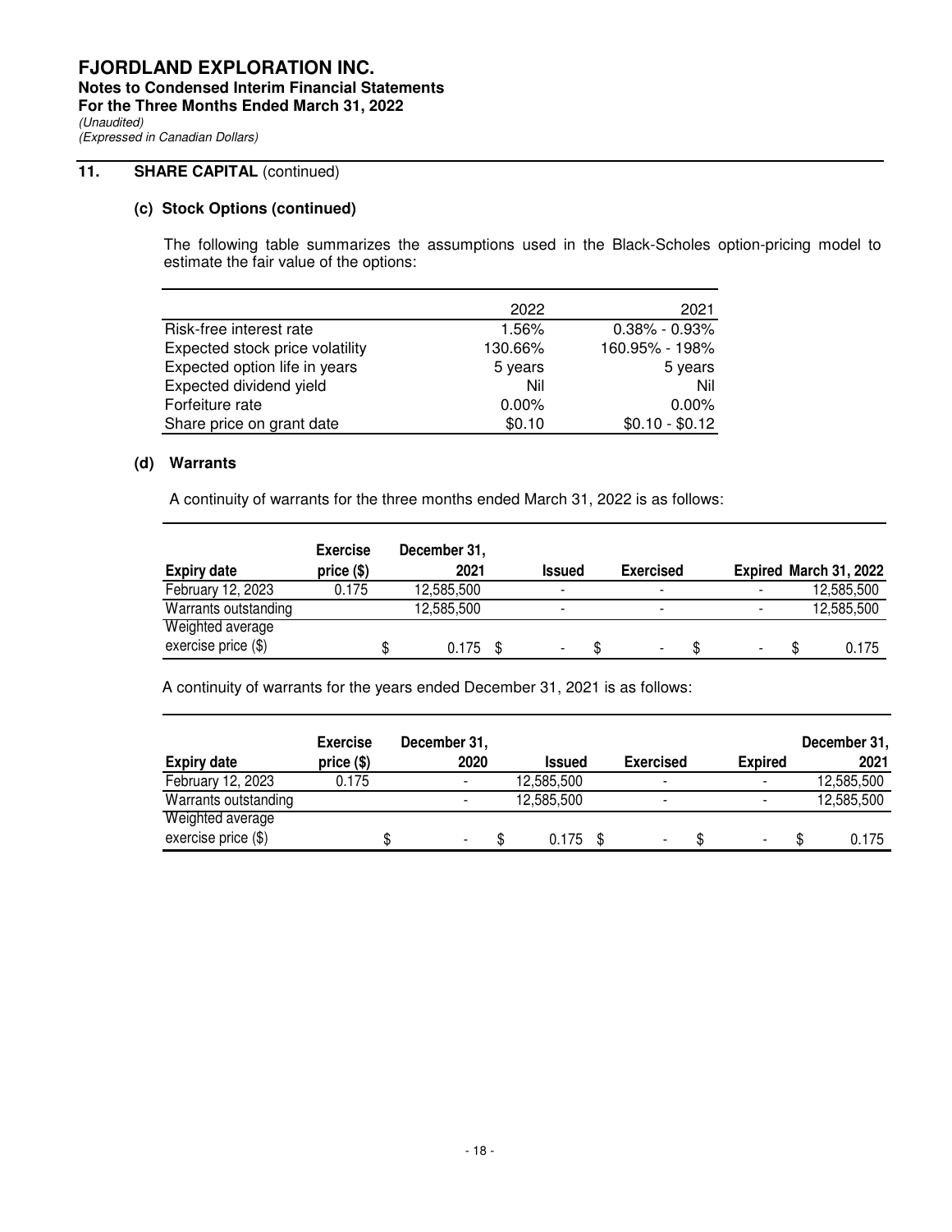**FJORDLAND EXPLORATION INC.**
**Notes to Condensed Interim Financial Statements**
**For the Three Months Ended March 31, 2022**
*(Unaudited)*
*(Expressed in Canadian Dollars)*

## 11. SHARE CAPITAL (continued)

### (c) Stock Options (continued)

The following table summarizes the assumptions used in the Black-Scholes option-pricing model to estimate the fair value of the options:

| | 2022 | 2021 |
|---|---|---|
| Risk-free interest rate | 1.56% | 0.38% - 0.93% |
| Expected stock price volatility | 130.66% | 160.95% - 198% |
| Expected option life in years | 5 years | 5 years |
| Expected dividend yield | Nil | Nil |
| Forfeiture rate | 0.00% | 0.00% |
| Share price on grant date | $0.10 | $0.10 - $0.12 |

### (d) Warrants

A continuity of warrants for the three months ended March 31, 2022 is as follows:

| Expiry date | Exercise price ($) | December 31, 2021 | Issued | Exercised | Expired | March 31, 2022 |
|---|---|---|---|---|---|---|
| February 12, 2023 | 0.175 | 12,585,500 | - | - | - | 12,585,500 |
| Warrants outstanding | | 12,585,500 | - | - | - | 12,585,500 |
| Weighted average exercise price ($) | | $ 0.175 | $ - | $ - | $ - | $ 0.175 |

A continuity of warrants for the years ended December 31, 2021 is as follows:

| Expiry date | Exercise price ($) | December 31, 2020 | Issued | Exercised | Expired | December 31, 2021 |
|---|---|---|---|---|---|---|
| February 12, 2023 | 0.175 | - | 12,585,500 | - | - | 12,585,500 |
| Warrants outstanding | | - | 12,585,500 | - | - | 12,585,500 |
| Weighted average exercise price ($) | | $ - | $ 0.175 | $ - | $ - | $ 0.175 |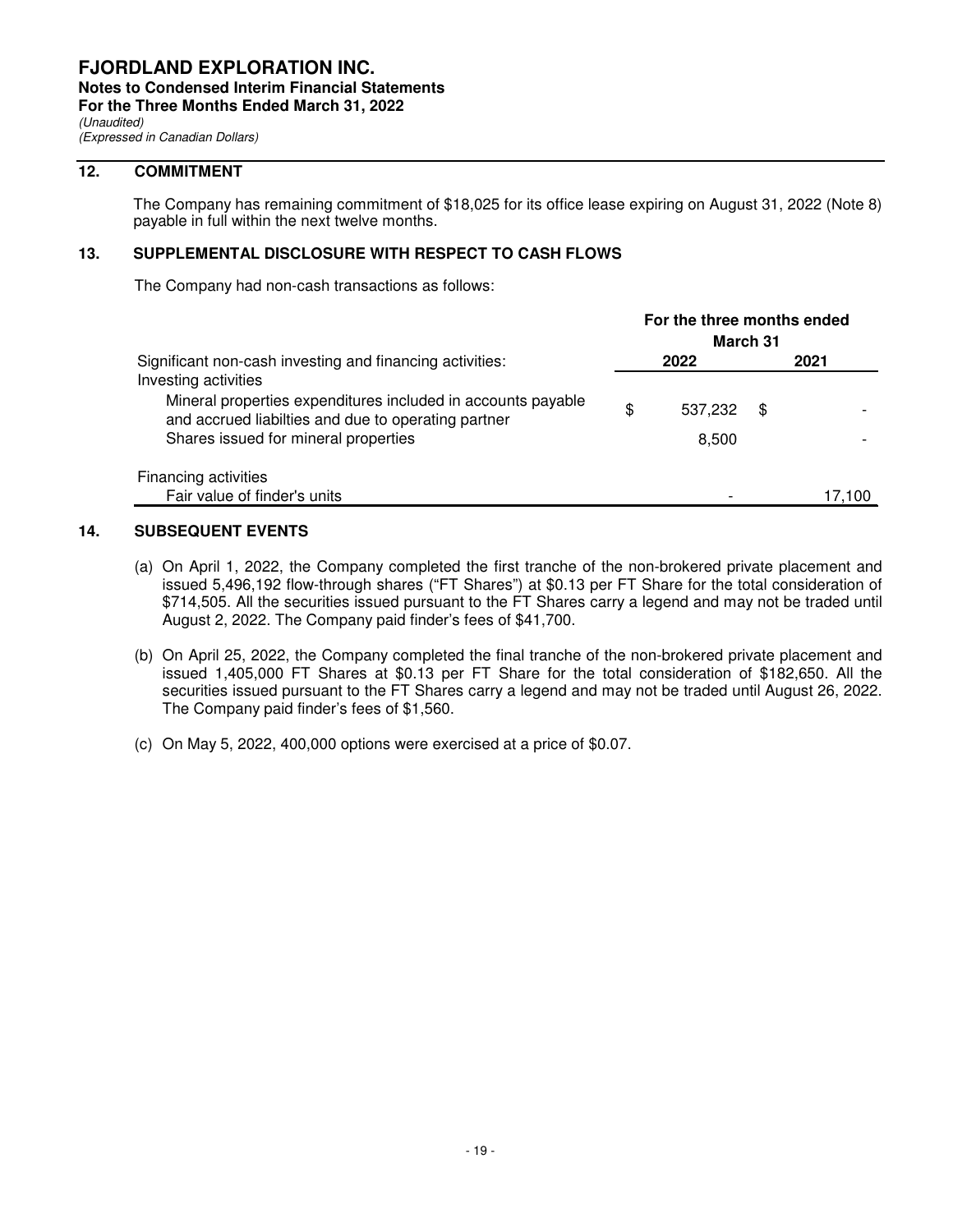# FJORDLAND EXPLORATION INC.

**Notes to Condensed Interim Financial Statements**
**For the Three Months Ended March 31, 2022**
*(Unaudited)*
*(Expressed in Canadian Dollars)*

## 12. COMMITMENT

The Company has remaining commitment of $18,025 for its office lease expiring on August 31, 2022 (Note 8) payable in full within the next twelve months.

## 13. SUPPLEMENTAL DISCLOSURE WITH RESPECT TO CASH FLOWS

The Company had non-cash transactions as follows:

| | For the three months ended March 31 | |
|---|---|---|
| Significant non-cash investing and financing activities: | **2022** | **2021** |
| Investing activities | | |
| Mineral properties expenditures included in accounts payable and accrued liabilties and due to operating partner | $ 537,232 | $ - |
| Shares issued for mineral properties | 8,500 | - |
| Financing activities | | |
| Fair value of finder's units | - | 17,100 |

## 14. SUBSEQUENT EVENTS

(a) On April 1, 2022, the Company completed the first tranche of the non-brokered private placement and issued 5,496,192 flow-through shares ("FT Shares") at $0.13 per FT Share for the total consideration of $714,505. All the securities issued pursuant to the FT Shares carry a legend and may not be traded until August 2, 2022. The Company paid finder's fees of $41,700.

(b) On April 25, 2022, the Company completed the final tranche of the non-brokered private placement and issued 1,405,000 FT Shares at $0.13 per FT Share for the total consideration of $182,650. All the securities issued pursuant to the FT Shares carry a legend and may not be traded until August 26, 2022. The Company paid finder's fees of $1,560.

(c) On May 5, 2022, 400,000 options were exercised at a price of $0.07.